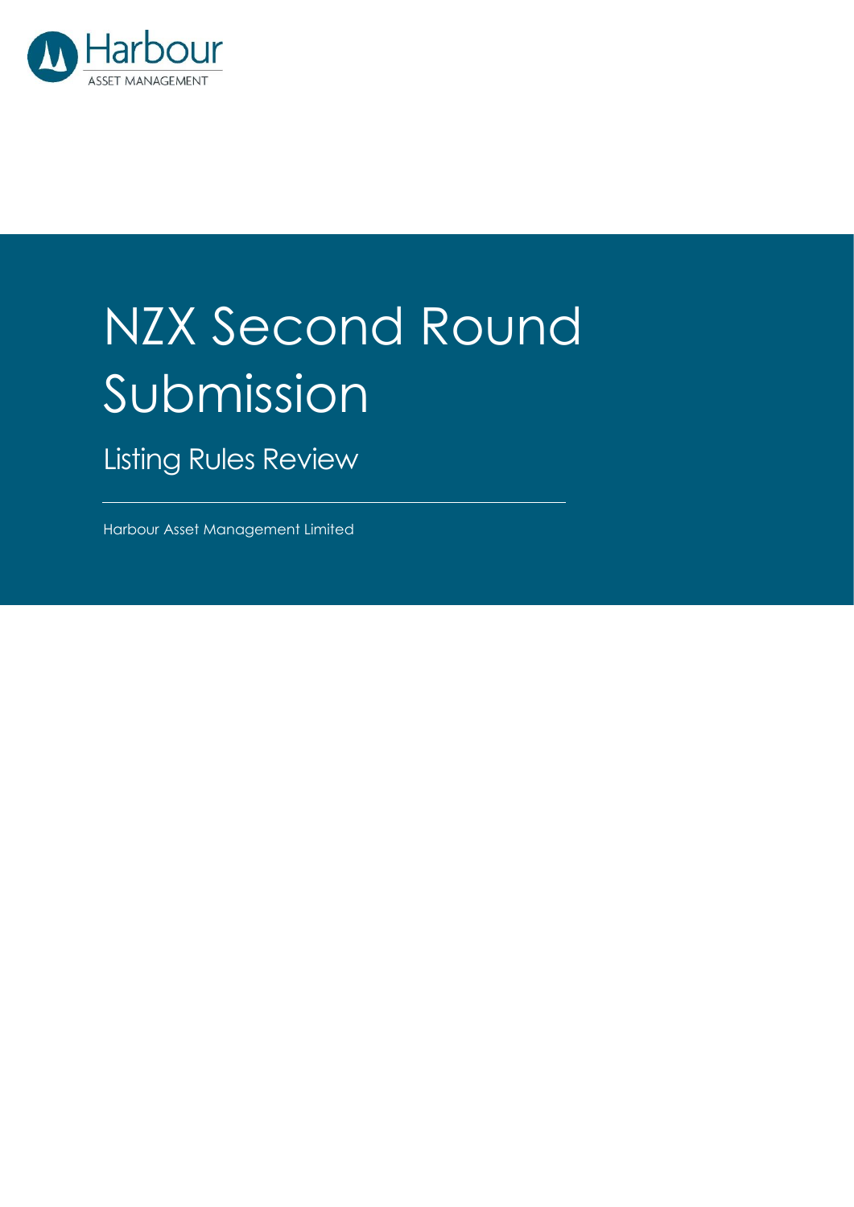Harbour

ASSET MANAGEMENT

# NZX Second Round Submission

## Listing Rules Review

Harbour Asset Management Limited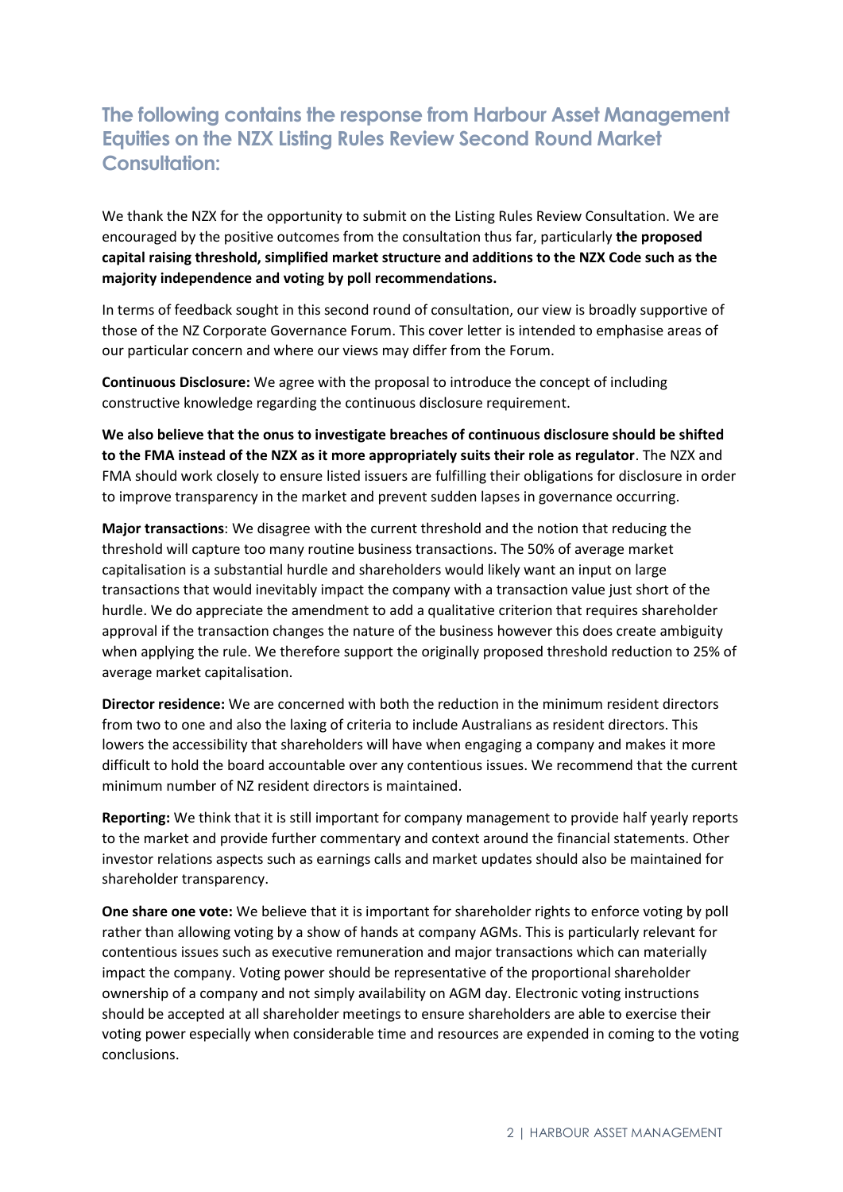## The following contains the response from Harbour Asset Management Equities on the NZX Listing Rules Review Second Round Market Consultation:

We thank the NZX for the opportunity to submit on the Listing Rules Review Consultation. We are encouraged by the positive outcomes from the consultation thus far, particularly **the proposed capital raising threshold, simplified market structure and additions to the NZX Code such as the majority independence and voting by poll recommendations.**

In terms of feedback sought in this second round of consultation, our view is broadly supportive of those of the NZ Corporate Governance Forum. This cover letter is intended to emphasise areas of our particular concern and where our views may differ from the Forum.

**Continuous Disclosure:** We agree with the proposal to introduce the concept of including constructive knowledge regarding the continuous disclosure requirement.

**We also believe that the onus to investigate breaches of continuous disclosure should be shifted to the FMA instead of the NZX as it more appropriately suits their role as regulator**. The NZX and FMA should work closely to ensure listed issuers are fulfilling their obligations for disclosure in order to improve transparency in the market and prevent sudden lapses in governance occurring.

**Major transactions**: We disagree with the current threshold and the notion that reducing the threshold will capture too many routine business transactions. The 50% of average market capitalisation is a substantial hurdle and shareholders would likely want an input on large transactions that would inevitably impact the company with a transaction value just short of the hurdle. We do appreciate the amendment to add a qualitative criterion that requires shareholder approval if the transaction changes the nature of the business however this does create ambiguity when applying the rule. We therefore support the originally proposed threshold reduction to 25% of average market capitalisation.

**Director residence:** We are concerned with both the reduction in the minimum resident directors from two to one and also the laxing of criteria to include Australians as resident directors. This lowers the accessibility that shareholders will have when engaging a company and makes it more difficult to hold the board accountable over any contentious issues. We recommend that the current minimum number of NZ resident directors is maintained.

**Reporting:** We think that it is still important for company management to provide half yearly reports to the market and provide further commentary and context around the financial statements. Other investor relations aspects such as earnings calls and market updates should also be maintained for shareholder transparency.

**One share one vote:** We believe that it is important for shareholder rights to enforce voting by poll rather than allowing voting by a show of hands at company AGMs. This is particularly relevant for contentious issues such as executive remuneration and major transactions which can materially impact the company. Voting power should be representative of the proportional shareholder ownership of a company and not simply availability on AGM day. Electronic voting instructions should be accepted at all shareholder meetings to ensure shareholders are able to exercise their voting power especially when considerable time and resources are expended in coming to the voting conclusions.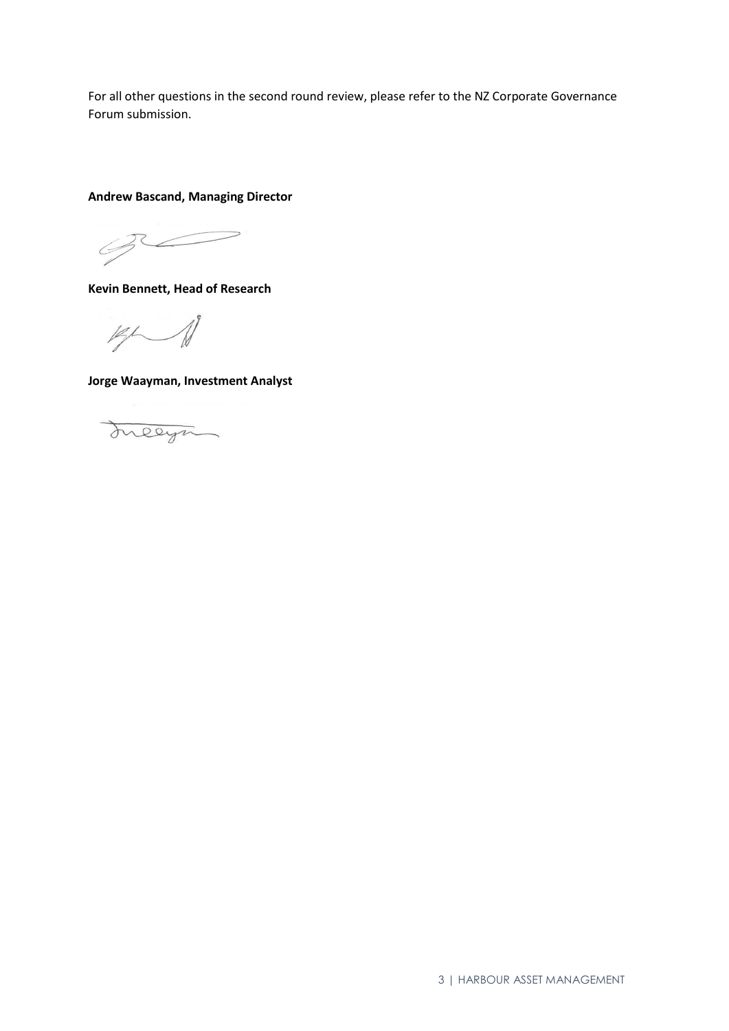For all other questions in the second round review, please refer to the NZ Corporate Governance Forum submission.

**Andrew Bascand, Managing Director**

**Kevin Bennett, Head of Research**

**Jorge Waayman, Investment Analyst**